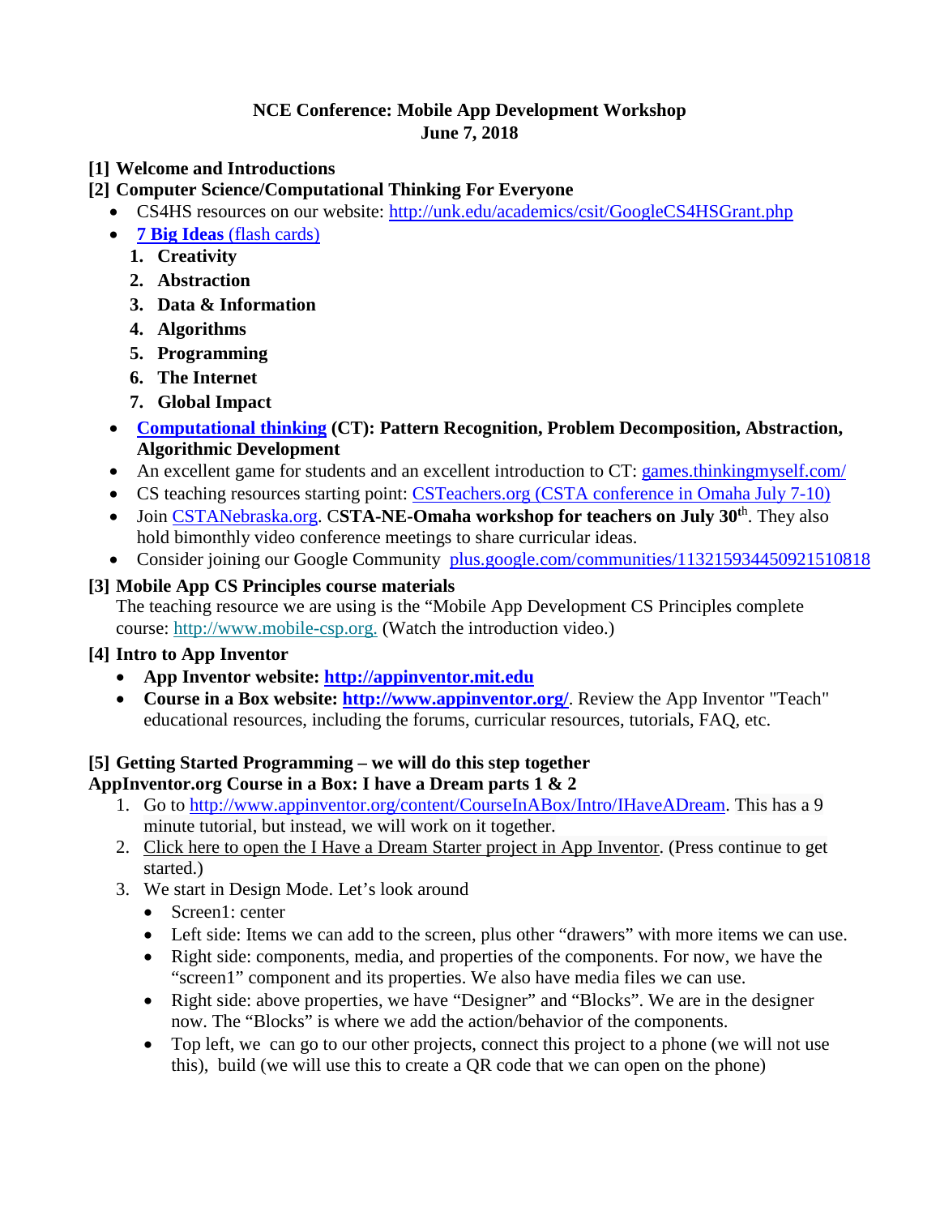# NCE Conference: Mobile App Development Workshop
## June 7, 2018

**[1] Welcome and Introductions**

**[2] Computer Science/Computational Thinking For Everyone**

- CS4HS resources on our website: http://unk.edu/academics/csit/GoogleCS4HSGrant.php
- **7 Big Ideas** (flash cards)
  1. **Creativity**
  2. **Abstraction**
  3. **Data & Information**
  4. **Algorithms**
  5. **Programming**
  6. **The Internet**
  7. **Global Impact**
- **Computational thinking (CT): Pattern Recognition, Problem Decomposition, Abstraction, Algorithmic Development**
- An excellent game for students and an excellent introduction to CT: games.thinkingmyself.com/
- CS teaching resources starting point: CSTeachers.org (CSTA conference in Omaha July 7-10)
- Join CSTANebraska.org. C**STA-NE-Omaha workshop for teachers on July 30th**. They also hold bimonthly video conference meetings to share curricular ideas.
- Consider joining our Google Community plus.google.com/communities/113215934450921510818

**[3] Mobile App CS Principles course materials**

The teaching resource we are using is the "Mobile App Development CS Principles complete course: http://www.mobile-csp.org. (Watch the introduction video.)

**[4] Intro to App Inventor**

- **App Inventor website: http://appinventor.mit.edu**
- **Course in a Box website: http://www.appinventor.org/**. Review the App Inventor "Teach" educational resources, including the forums, curricular resources, tutorials, FAQ, etc.

**[5] Getting Started Programming – we will do this step together**
**AppInventor.org Course in a Box: I have a Dream parts 1 & 2**

1. Go to http://www.appinventor.org/content/CourseInABox/Intro/IHaveADream. This has a 9 minute tutorial, but instead, we will work on it together.
2. Click here to open the I Have a Dream Starter project in App Inventor. (Press continue to get started.)
3. We start in Design Mode. Let's look around
   - Screen1: center
   - Left side: Items we can add to the screen, plus other "drawers" with more items we can use.
   - Right side: components, media, and properties of the components. For now, we have the "screen1" component and its properties. We also have media files we can use.
   - Right side: above properties, we have "Designer" and "Blocks". We are in the designer now. The "Blocks" is where we add the action/behavior of the components.
   - Top left, we can go to our other projects, connect this project to a phone (we will not use this), build (we will use this to create a QR code that we can open on the phone)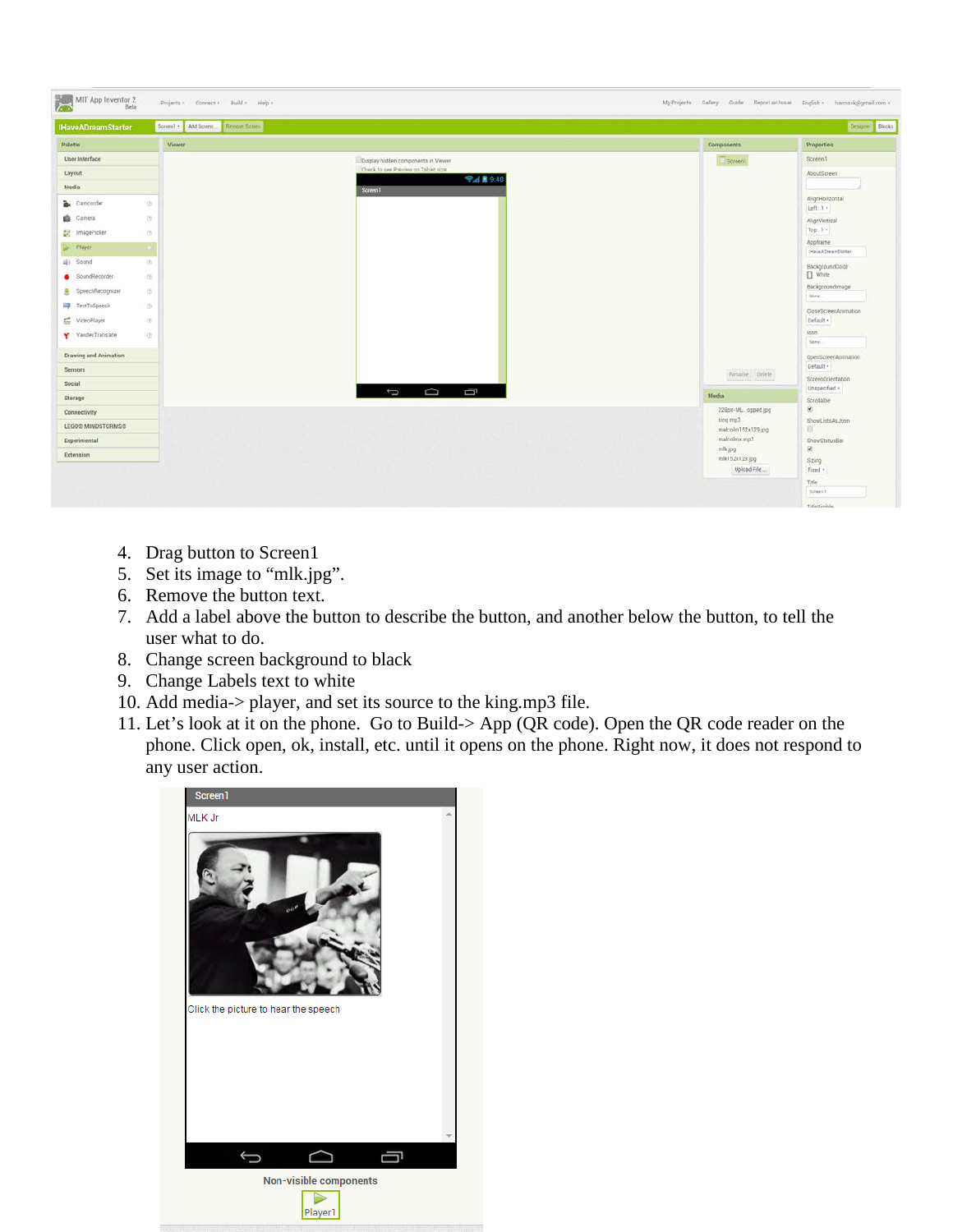4. Drag button to Screen1
5. Set its image to “mlk.jpg”.
6. Remove the button text.
7. Add a label above the button to describe the button, and another below the button, to tell the user what to do.
8. Change screen background to black
9. Change Labels text to white
10. Add media-> player, and set its source to the king.mp3 file.
11. Let’s look at it on the phone. Go to Build-> App (QR code). Open the QR code reader on the phone. Click open, ok, install, etc. until it opens on the phone. Right now, it does not respond to any user action.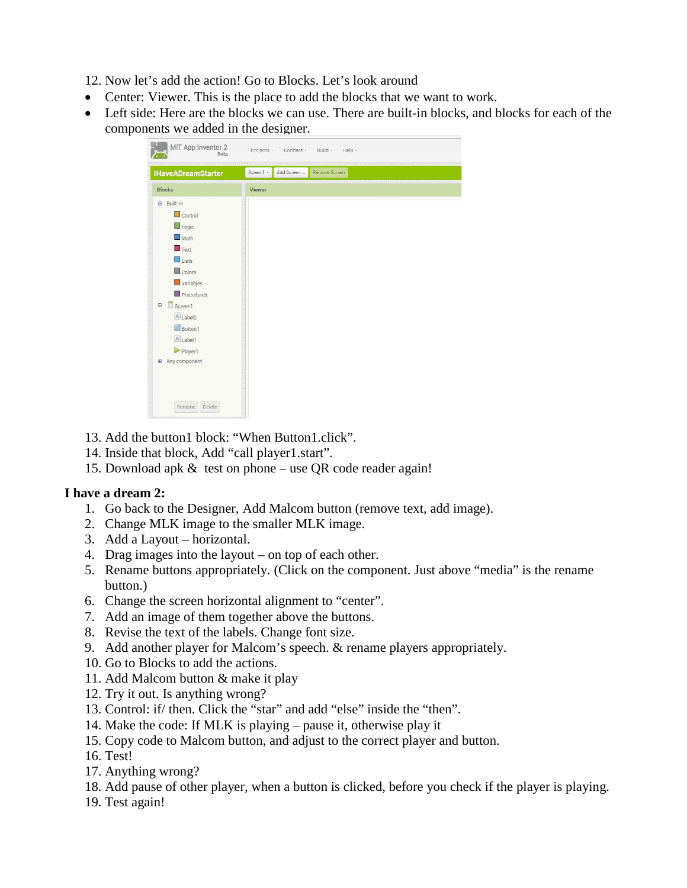12. Now let's add the action! Go to Blocks. Let's look around

- Center: Viewer. This is the place to add the blocks that we want to work.
- Left side: Here are the blocks we can use. There are built-in blocks, and blocks for each of the components we added in the designer.

13. Add the button1 block: "When Button1.click".
14. Inside that block, Add "call player1.start".
15. Download apk & test on phone – use QR code reader again!

**I have a dream 2:**

1. Go back to the Designer, Add Malcom button (remove text, add image).
2. Change MLK image to the smaller MLK image.
3. Add a Layout – horizontal.
4. Drag images into the layout – on top of each other.
5. Rename buttons appropriately. (Click on the component. Just above "media" is the rename button.)
6. Change the screen horizontal alignment to "center".
7. Add an image of them together above the buttons.
8. Revise the text of the labels. Change font size.
9. Add another player for Malcom's speech. & rename players appropriately.
10. Go to Blocks to add the actions.
11. Add Malcom button & make it play
12. Try it out. Is anything wrong?
13. Control: if/ then. Click the "star" and add "else" inside the "then".
14. Make the code: If MLK is playing – pause it, otherwise play it
15. Copy code to Malcom button, and adjust to the correct player and button.
16. Test!
17. Anything wrong?
18. Add pause of other player, when a button is clicked, before you check if the player is playing.
19. Test again!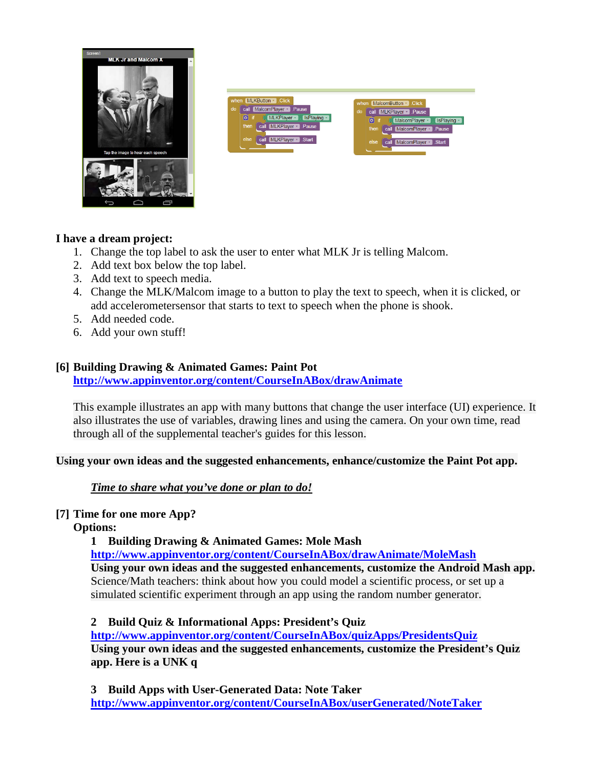**I have a dream project:**

1. Change the top label to ask the user to enter what MLK Jr is telling Malcom.
2. Add text box below the top label.
3. Add text to speech media.
4. Change the MLK/Malcom image to a button to play the text to speech, when it is clicked, or add accelerometersensor that starts to text to speech when the phone is shook.
5. Add needed code.
6. Add your own stuff!

**[6] Building Drawing & Animated Games: Paint Pot**
**http://www.appinventor.org/content/CourseInABox/drawAnimate**

This example illustrates an app with many buttons that change the user interface (UI) experience. It also illustrates the use of variables, drawing lines and using the camera. On your own time, read through all of the supplemental teacher's guides for this lesson.

**Using your own ideas and the suggested enhancements, enhance/customize the Paint Pot app.**

***Time to share what you've done or plan to do!***

**[7] Time for one more App?**
**Options:**

**1 Building Drawing & Animated Games: Mole Mash**
**http://www.appinventor.org/content/CourseInABox/drawAnimate/MoleMash**
**Using your own ideas and the suggested enhancements, customize the Android Mash app.**
Science/Math teachers: think about how you could model a scientific process, or set up a simulated scientific experiment through an app using the random number generator.

**2 Build Quiz & Informational Apps: President's Quiz**
**http://www.appinventor.org/content/CourseInABox/quizApps/PresidentsQuiz**
**Using your own ideas and the suggested enhancements, customize the President's Quiz app. Here is a UNK q**

**3 Build Apps with User-Generated Data: Note Taker**
**http://www.appinventor.org/content/CourseInABox/userGenerated/NoteTaker**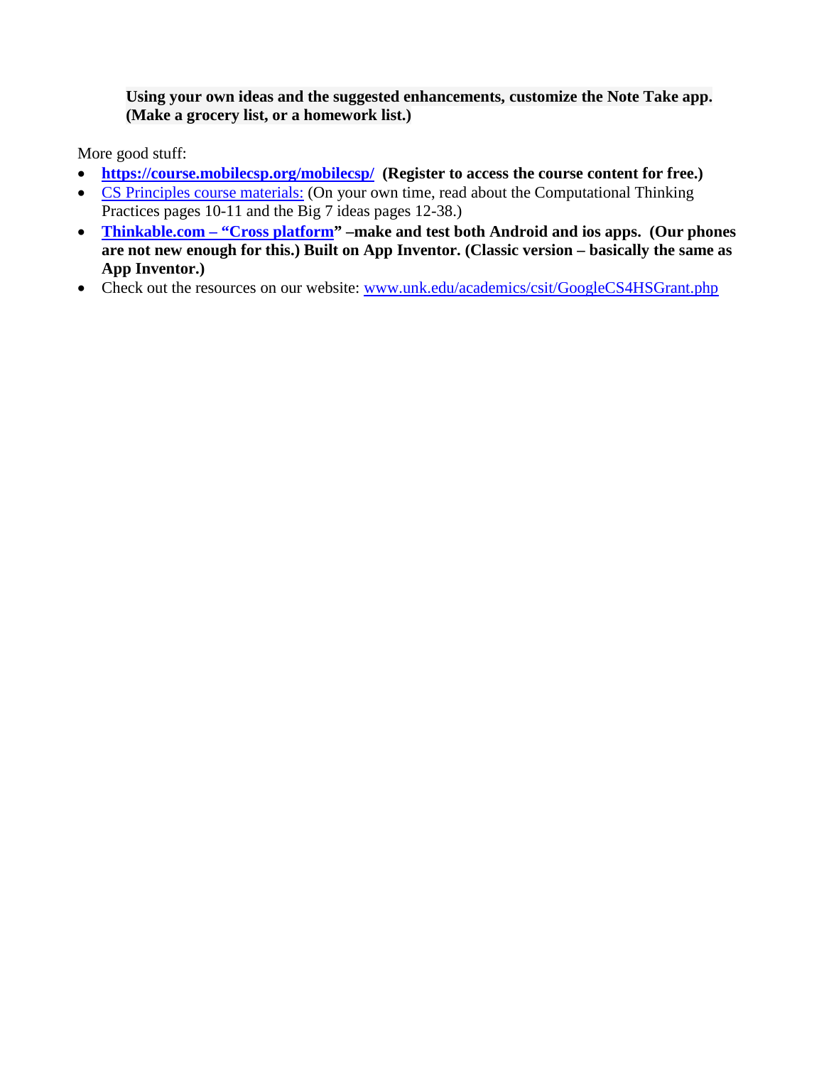**Using your own ideas and the suggested enhancements, customize the Note Take app. (Make a grocery list, or a homework list.)**

More good stuff:

- **https://course.mobilecsp.org/mobilecsp/ (Register to access the course content for free.)**
- CS Principles course materials: (On your own time, read about the Computational Thinking Practices pages 10-11 and the Big 7 ideas pages 12-38.)
- **Thinkable.com – "Cross platform" –make and test both Android and ios apps. (Our phones are not new enough for this.) Built on App Inventor. (Classic version – basically the same as App Inventor.)**
- Check out the resources on our website: www.unk.edu/academics/csit/GoogleCS4HSGrant.php